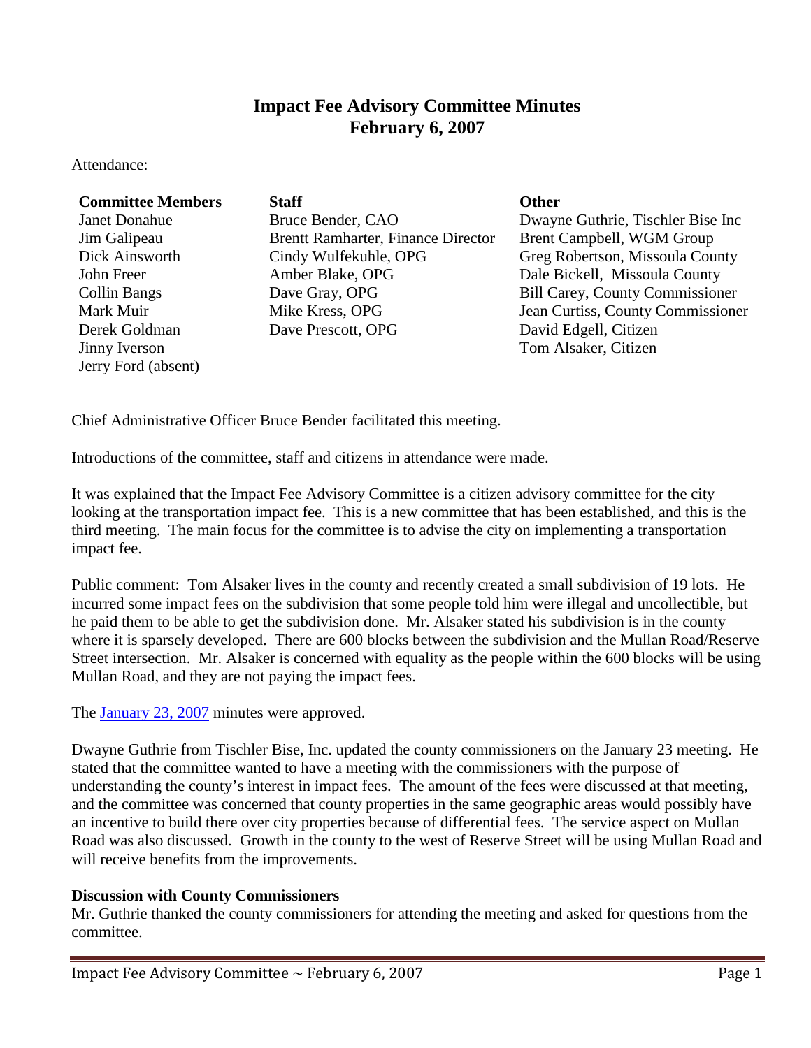# Impact Fee Advisory Committee Minutes
# February 6, 2007

Attendance:

| Committee Members | Staff | Other |
|---|---|---|
| Janet Donahue | Bruce Bender, CAO | Dwayne Guthrie, Tischler Bise Inc |
| Jim Galipeau | Brentt Ramharter, Finance Director | Brent Campbell, WGM Group |
| Dick Ainsworth | Cindy Wulfekuhle, OPG | Greg Robertson, Missoula County |
| John Freer | Amber Blake, OPG | Dale Bickell, Missoula County |
| Collin Bangs | Dave Gray, OPG | Bill Carey, County Commissioner |
| Mark Muir | Mike Kress, OPG | Jean Curtiss, County Commissioner |
| Derek Goldman | Dave Prescott, OPG | David Edgell, Citizen |
| Jinny Iverson | | Tom Alsaker, Citizen |
| Jerry Ford (absent) | | |

Chief Administrative Officer Bruce Bender facilitated this meeting.

Introductions of the committee, staff and citizens in attendance were made.

It was explained that the Impact Fee Advisory Committee is a citizen advisory committee for the city looking at the transportation impact fee. This is a new committee that has been established, and this is the third meeting. The main focus for the committee is to advise the city on implementing a transportation impact fee.

Public comment: Tom Alsaker lives in the county and recently created a small subdivision of 19 lots. He incurred some impact fees on the subdivision that some people told him were illegal and uncollectible, but he paid them to be able to get the subdivision done. Mr. Alsaker stated his subdivision is in the county where it is sparsely developed. There are 600 blocks between the subdivision and the Mullan Road/Reserve Street intersection. Mr. Alsaker is concerned with equality as the people within the 600 blocks will be using Mullan Road, and they are not paying the impact fees.

The January 23, 2007 minutes were approved.

Dwayne Guthrie from Tischler Bise, Inc. updated the county commissioners on the January 23 meeting. He stated that the committee wanted to have a meeting with the commissioners with the purpose of understanding the county's interest in impact fees. The amount of the fees were discussed at that meeting, and the committee was concerned that county properties in the same geographic areas would possibly have an incentive to build there over city properties because of differential fees. The service aspect on Mullan Road was also discussed. Growth in the county to the west of Reserve Street will be using Mullan Road and will receive benefits from the improvements.

**Discussion with County Commissioners**

Mr. Guthrie thanked the county commissioners for attending the meeting and asked for questions from the committee.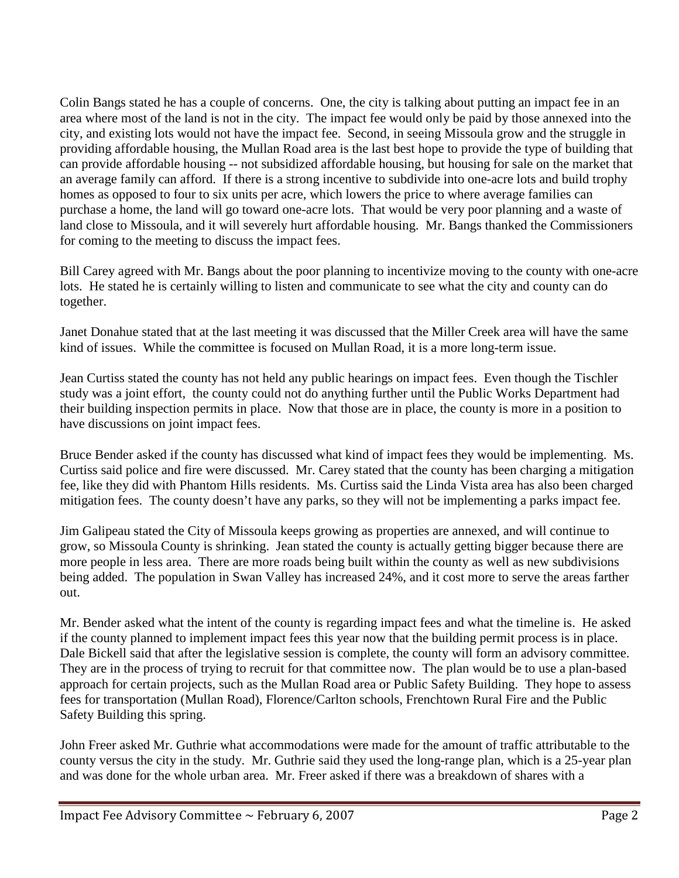Colin Bangs stated he has a couple of concerns. One, the city is talking about putting an impact fee in an area where most of the land is not in the city. The impact fee would only be paid by those annexed into the city, and existing lots would not have the impact fee. Second, in seeing Missoula grow and the struggle in providing affordable housing, the Mullan Road area is the last best hope to provide the type of building that can provide affordable housing -- not subsidized affordable housing, but housing for sale on the market that an average family can afford. If there is a strong incentive to subdivide into one-acre lots and build trophy homes as opposed to four to six units per acre, which lowers the price to where average families can purchase a home, the land will go toward one-acre lots. That would be very poor planning and a waste of land close to Missoula, and it will severely hurt affordable housing. Mr. Bangs thanked the Commissioners for coming to the meeting to discuss the impact fees.

Bill Carey agreed with Mr. Bangs about the poor planning to incentivize moving to the county with one-acre lots. He stated he is certainly willing to listen and communicate to see what the city and county can do together.

Janet Donahue stated that at the last meeting it was discussed that the Miller Creek area will have the same kind of issues. While the committee is focused on Mullan Road, it is a more long-term issue.

Jean Curtiss stated the county has not held any public hearings on impact fees. Even though the Tischler study was a joint effort, the county could not do anything further until the Public Works Department had their building inspection permits in place. Now that those are in place, the county is more in a position to have discussions on joint impact fees.

Bruce Bender asked if the county has discussed what kind of impact fees they would be implementing. Ms. Curtiss said police and fire were discussed. Mr. Carey stated that the county has been charging a mitigation fee, like they did with Phantom Hills residents. Ms. Curtiss said the Linda Vista area has also been charged mitigation fees. The county doesn't have any parks, so they will not be implementing a parks impact fee.

Jim Galipeau stated the City of Missoula keeps growing as properties are annexed, and will continue to grow, so Missoula County is shrinking. Jean stated the county is actually getting bigger because there are more people in less area. There are more roads being built within the county as well as new subdivisions being added. The population in Swan Valley has increased 24%, and it cost more to serve the areas farther out.

Mr. Bender asked what the intent of the county is regarding impact fees and what the timeline is. He asked if the county planned to implement impact fees this year now that the building permit process is in place. Dale Bickell said that after the legislative session is complete, the county will form an advisory committee. They are in the process of trying to recruit for that committee now. The plan would be to use a plan-based approach for certain projects, such as the Mullan Road area or Public Safety Building. They hope to assess fees for transportation (Mullan Road), Florence/Carlton schools, Frenchtown Rural Fire and the Public Safety Building this spring.

John Freer asked Mr. Guthrie what accommodations were made for the amount of traffic attributable to the county versus the city in the study. Mr. Guthrie said they used the long-range plan, which is a 25-year plan and was done for the whole urban area. Mr. Freer asked if there was a breakdown of shares with a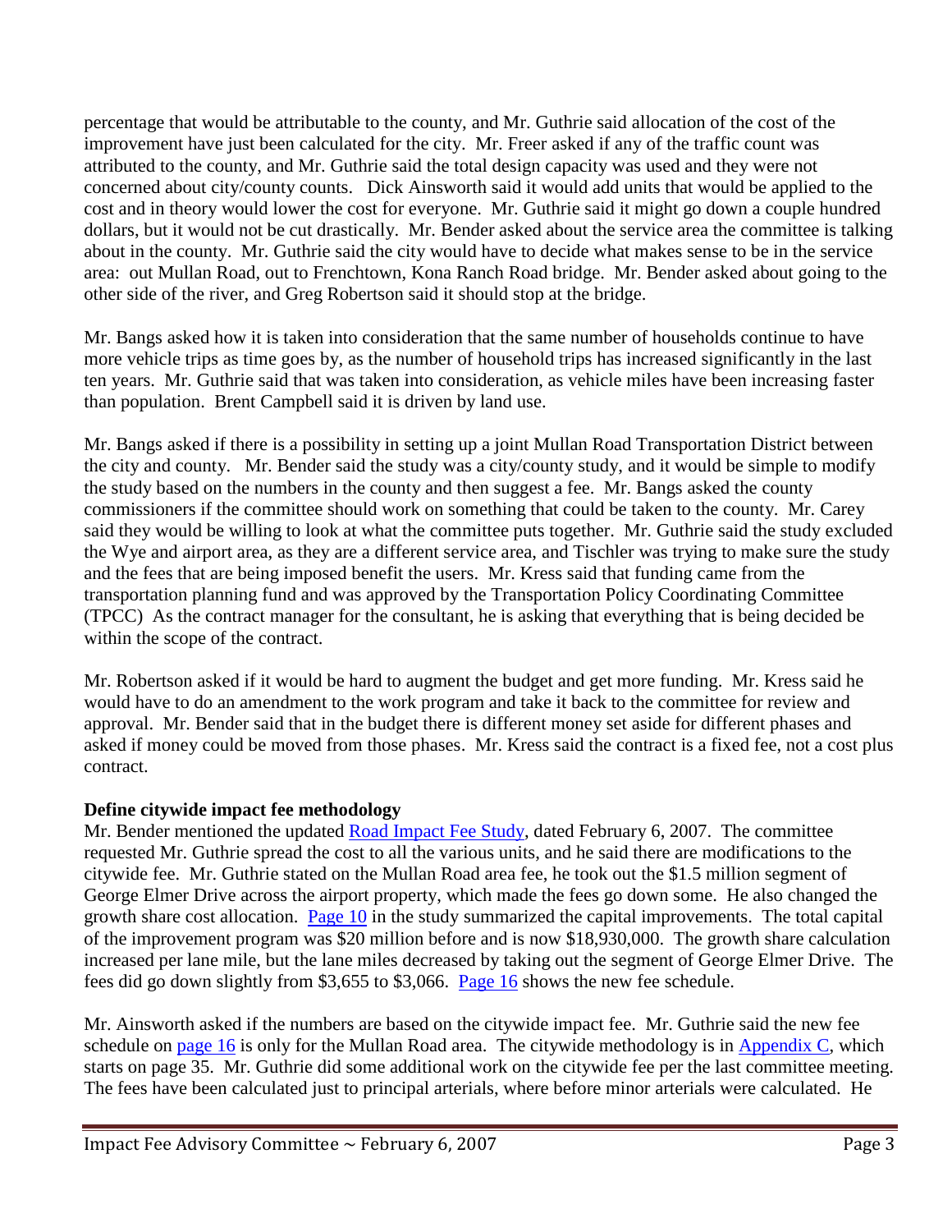percentage that would be attributable to the county, and Mr. Guthrie said allocation of the cost of the improvement have just been calculated for the city. Mr. Freer asked if any of the traffic count was attributed to the county, and Mr. Guthrie said the total design capacity was used and they were not concerned about city/county counts. Dick Ainsworth said it would add units that would be applied to the cost and in theory would lower the cost for everyone. Mr. Guthrie said it might go down a couple hundred dollars, but it would not be cut drastically. Mr. Bender asked about the service area the committee is talking about in the county. Mr. Guthrie said the city would have to decide what makes sense to be in the service area: out Mullan Road, out to Frenchtown, Kona Ranch Road bridge. Mr. Bender asked about going to the other side of the river, and Greg Robertson said it should stop at the bridge.

Mr. Bangs asked how it is taken into consideration that the same number of households continue to have more vehicle trips as time goes by, as the number of household trips has increased significantly in the last ten years. Mr. Guthrie said that was taken into consideration, as vehicle miles have been increasing faster than population. Brent Campbell said it is driven by land use.

Mr. Bangs asked if there is a possibility in setting up a joint Mullan Road Transportation District between the city and county. Mr. Bender said the study was a city/county study, and it would be simple to modify the study based on the numbers in the county and then suggest a fee. Mr. Bangs asked the county commissioners if the committee should work on something that could be taken to the county. Mr. Carey said they would be willing to look at what the committee puts together. Mr. Guthrie said the study excluded the Wye and airport area, as they are a different service area, and Tischler was trying to make sure the study and the fees that are being imposed benefit the users. Mr. Kress said that funding came from the transportation planning fund and was approved by the Transportation Policy Coordinating Committee (TPCC) As the contract manager for the consultant, he is asking that everything that is being decided be within the scope of the contract.

Mr. Robertson asked if it would be hard to augment the budget and get more funding. Mr. Kress said he would have to do an amendment to the work program and take it back to the committee for review and approval. Mr. Bender said that in the budget there is different money set aside for different phases and asked if money could be moved from those phases. Mr. Kress said the contract is a fixed fee, not a cost plus contract.

**Define citywide impact fee methodology**

Mr. Bender mentioned the updated Road Impact Fee Study, dated February 6, 2007. The committee requested Mr. Guthrie spread the cost to all the various units, and he said there are modifications to the citywide fee. Mr. Guthrie stated on the Mullan Road area fee, he took out the $1.5 million segment of George Elmer Drive across the airport property, which made the fees go down some. He also changed the growth share cost allocation. Page 10 in the study summarized the capital improvements. The total capital of the improvement program was $20 million before and is now $18,930,000. The growth share calculation increased per lane mile, but the lane miles decreased by taking out the segment of George Elmer Drive. The fees did go down slightly from $3,655 to $3,066. Page 16 shows the new fee schedule.

Mr. Ainsworth asked if the numbers are based on the citywide impact fee. Mr. Guthrie said the new fee schedule on page 16 is only for the Mullan Road area. The citywide methodology is in Appendix C, which starts on page 35. Mr. Guthrie did some additional work on the citywide fee per the last committee meeting. The fees have been calculated just to principal arterials, where before minor arterials were calculated. He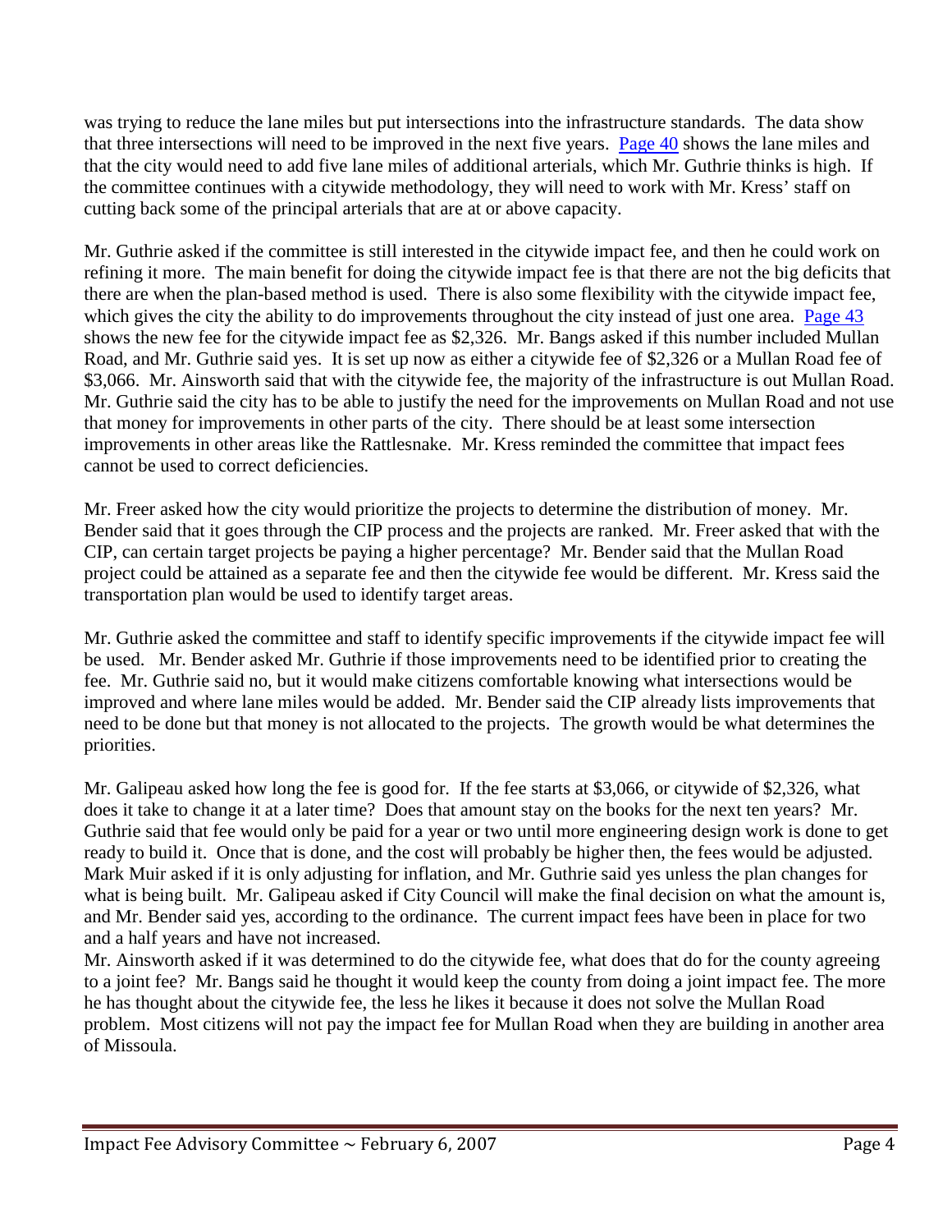was trying to reduce the lane miles but put intersections into the infrastructure standards. The data show that three intersections will need to be improved in the next five years. Page 40 shows the lane miles and that the city would need to add five lane miles of additional arterials, which Mr. Guthrie thinks is high. If the committee continues with a citywide methodology, they will need to work with Mr. Kress' staff on cutting back some of the principal arterials that are at or above capacity.

Mr. Guthrie asked if the committee is still interested in the citywide impact fee, and then he could work on refining it more. The main benefit for doing the citywide impact fee is that there are not the big deficits that there are when the plan-based method is used. There is also some flexibility with the citywide impact fee, which gives the city the ability to do improvements throughout the city instead of just one area. Page 43 shows the new fee for the citywide impact fee as $2,326. Mr. Bangs asked if this number included Mullan Road, and Mr. Guthrie said yes. It is set up now as either a citywide fee of $2,326 or a Mullan Road fee of $3,066. Mr. Ainsworth said that with the citywide fee, the majority of the infrastructure is out Mullan Road. Mr. Guthrie said the city has to be able to justify the need for the improvements on Mullan Road and not use that money for improvements in other parts of the city. There should be at least some intersection improvements in other areas like the Rattlesnake. Mr. Kress reminded the committee that impact fees cannot be used to correct deficiencies.

Mr. Freer asked how the city would prioritize the projects to determine the distribution of money. Mr. Bender said that it goes through the CIP process and the projects are ranked. Mr. Freer asked that with the CIP, can certain target projects be paying a higher percentage? Mr. Bender said that the Mullan Road project could be attained as a separate fee and then the citywide fee would be different. Mr. Kress said the transportation plan would be used to identify target areas.

Mr. Guthrie asked the committee and staff to identify specific improvements if the citywide impact fee will be used. Mr. Bender asked Mr. Guthrie if those improvements need to be identified prior to creating the fee. Mr. Guthrie said no, but it would make citizens comfortable knowing what intersections would be improved and where lane miles would be added. Mr. Bender said the CIP already lists improvements that need to be done but that money is not allocated to the projects. The growth would be what determines the priorities.

Mr. Galipeau asked how long the fee is good for. If the fee starts at $3,066, or citywide of $2,326, what does it take to change it at a later time? Does that amount stay on the books for the next ten years? Mr. Guthrie said that fee would only be paid for a year or two until more engineering design work is done to get ready to build it. Once that is done, and the cost will probably be higher then, the fees would be adjusted. Mark Muir asked if it is only adjusting for inflation, and Mr. Guthrie said yes unless the plan changes for what is being built. Mr. Galipeau asked if City Council will make the final decision on what the amount is, and Mr. Bender said yes, according to the ordinance. The current impact fees have been in place for two and a half years and have not increased.

Mr. Ainsworth asked if it was determined to do the citywide fee, what does that do for the county agreeing to a joint fee? Mr. Bangs said he thought it would keep the county from doing a joint impact fee. The more he has thought about the citywide fee, the less he likes it because it does not solve the Mullan Road problem. Most citizens will not pay the impact fee for Mullan Road when they are building in another area of Missoula.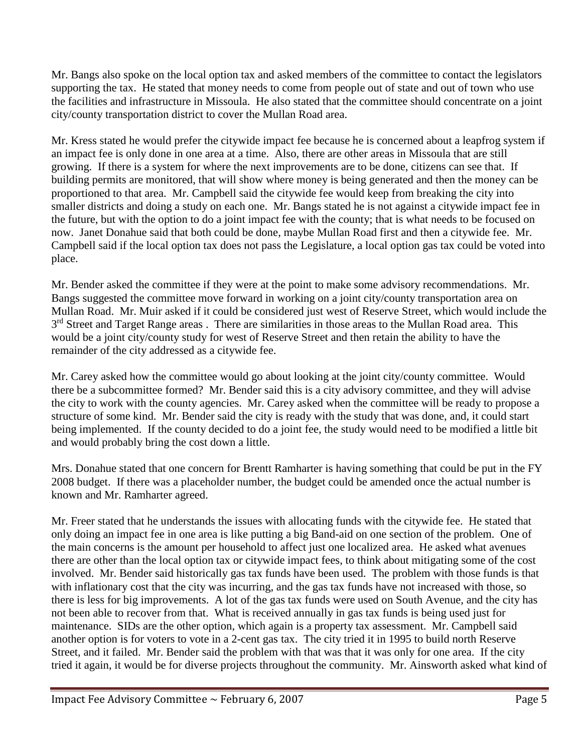Mr. Bangs also spoke on the local option tax and asked members of the committee to contact the legislators supporting the tax. He stated that money needs to come from people out of state and out of town who use the facilities and infrastructure in Missoula. He also stated that the committee should concentrate on a joint city/county transportation district to cover the Mullan Road area.

Mr. Kress stated he would prefer the citywide impact fee because he is concerned about a leapfrog system if an impact fee is only done in one area at a time. Also, there are other areas in Missoula that are still growing. If there is a system for where the next improvements are to be done, citizens can see that. If building permits are monitored, that will show where money is being generated and then the money can be proportioned to that area. Mr. Campbell said the citywide fee would keep from breaking the city into smaller districts and doing a study on each one. Mr. Bangs stated he is not against a citywide impact fee in the future, but with the option to do a joint impact fee with the county; that is what needs to be focused on now. Janet Donahue said that both could be done, maybe Mullan Road first and then a citywide fee. Mr. Campbell said if the local option tax does not pass the Legislature, a local option gas tax could be voted into place.

Mr. Bender asked the committee if they were at the point to make some advisory recommendations. Mr. Bangs suggested the committee move forward in working on a joint city/county transportation area on Mullan Road. Mr. Muir asked if it could be considered just west of Reserve Street, which would include the 3rd Street and Target Range areas . There are similarities in those areas to the Mullan Road area. This would be a joint city/county study for west of Reserve Street and then retain the ability to have the remainder of the city addressed as a citywide fee.

Mr. Carey asked how the committee would go about looking at the joint city/county committee. Would there be a subcommittee formed? Mr. Bender said this is a city advisory committee, and they will advise the city to work with the county agencies. Mr. Carey asked when the committee will be ready to propose a structure of some kind. Mr. Bender said the city is ready with the study that was done, and, it could start being implemented. If the county decided to do a joint fee, the study would need to be modified a little bit and would probably bring the cost down a little.

Mrs. Donahue stated that one concern for Brentt Ramharter is having something that could be put in the FY 2008 budget. If there was a placeholder number, the budget could be amended once the actual number is known and Mr. Ramharter agreed.

Mr. Freer stated that he understands the issues with allocating funds with the citywide fee. He stated that only doing an impact fee in one area is like putting a big Band-aid on one section of the problem. One of the main concerns is the amount per household to affect just one localized area. He asked what avenues there are other than the local option tax or citywide impact fees, to think about mitigating some of the cost involved. Mr. Bender said historically gas tax funds have been used. The problem with those funds is that with inflationary cost that the city was incurring, and the gas tax funds have not increased with those, so there is less for big improvements. A lot of the gas tax funds were used on South Avenue, and the city has not been able to recover from that. What is received annually in gas tax funds is being used just for maintenance. SIDs are the other option, which again is a property tax assessment. Mr. Campbell said another option is for voters to vote in a 2-cent gas tax. The city tried it in 1995 to build north Reserve Street, and it failed. Mr. Bender said the problem with that was that it was only for one area. If the city tried it again, it would be for diverse projects throughout the community. Mr. Ainsworth asked what kind of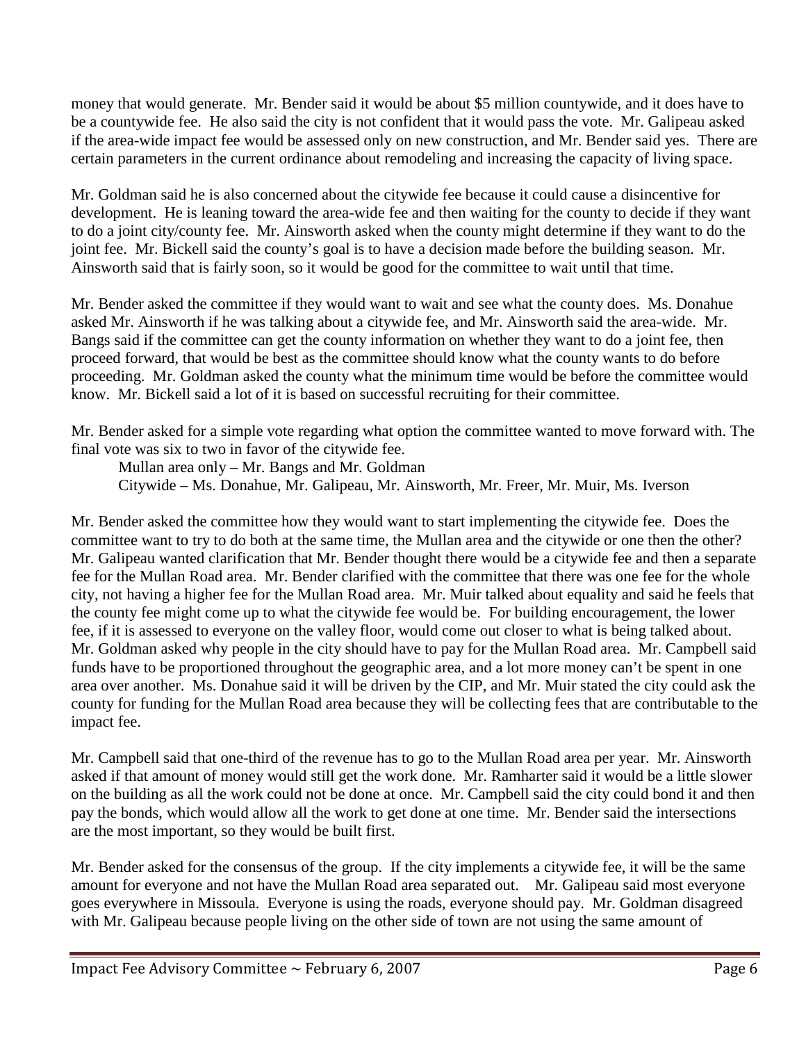money that would generate. Mr. Bender said it would be about $5 million countywide, and it does have to be a countywide fee. He also said the city is not confident that it would pass the vote. Mr. Galipeau asked if the area-wide impact fee would be assessed only on new construction, and Mr. Bender said yes. There are certain parameters in the current ordinance about remodeling and increasing the capacity of living space.

Mr. Goldman said he is also concerned about the citywide fee because it could cause a disincentive for development. He is leaning toward the area-wide fee and then waiting for the county to decide if they want to do a joint city/county fee. Mr. Ainsworth asked when the county might determine if they want to do the joint fee. Mr. Bickell said the county's goal is to have a decision made before the building season. Mr. Ainsworth said that is fairly soon, so it would be good for the committee to wait until that time.

Mr. Bender asked the committee if they would want to wait and see what the county does. Ms. Donahue asked Mr. Ainsworth if he was talking about a citywide fee, and Mr. Ainsworth said the area-wide. Mr. Bangs said if the committee can get the county information on whether they want to do a joint fee, then proceed forward, that would be best as the committee should know what the county wants to do before proceeding. Mr. Goldman asked the county what the minimum time would be before the committee would know. Mr. Bickell said a lot of it is based on successful recruiting for their committee.

Mr. Bender asked for a simple vote regarding what option the committee wanted to move forward with. The final vote was six to two in favor of the citywide fee.

Mullan area only – Mr. Bangs and Mr. Goldman
Citywide – Ms. Donahue, Mr. Galipeau, Mr. Ainsworth, Mr. Freer, Mr. Muir, Ms. Iverson

Mr. Bender asked the committee how they would want to start implementing the citywide fee. Does the committee want to try to do both at the same time, the Mullan area and the citywide or one then the other? Mr. Galipeau wanted clarification that Mr. Bender thought there would be a citywide fee and then a separate fee for the Mullan Road area. Mr. Bender clarified with the committee that there was one fee for the whole city, not having a higher fee for the Mullan Road area. Mr. Muir talked about equality and said he feels that the county fee might come up to what the citywide fee would be. For building encouragement, the lower fee, if it is assessed to everyone on the valley floor, would come out closer to what is being talked about. Mr. Goldman asked why people in the city should have to pay for the Mullan Road area. Mr. Campbell said funds have to be proportioned throughout the geographic area, and a lot more money can't be spent in one area over another. Ms. Donahue said it will be driven by the CIP, and Mr. Muir stated the city could ask the county for funding for the Mullan Road area because they will be collecting fees that are contributable to the impact fee.

Mr. Campbell said that one-third of the revenue has to go to the Mullan Road area per year. Mr. Ainsworth asked if that amount of money would still get the work done. Mr. Ramharter said it would be a little slower on the building as all the work could not be done at once. Mr. Campbell said the city could bond it and then pay the bonds, which would allow all the work to get done at one time. Mr. Bender said the intersections are the most important, so they would be built first.

Mr. Bender asked for the consensus of the group. If the city implements a citywide fee, it will be the same amount for everyone and not have the Mullan Road area separated out. Mr. Galipeau said most everyone goes everywhere in Missoula. Everyone is using the roads, everyone should pay. Mr. Goldman disagreed with Mr. Galipeau because people living on the other side of town are not using the same amount of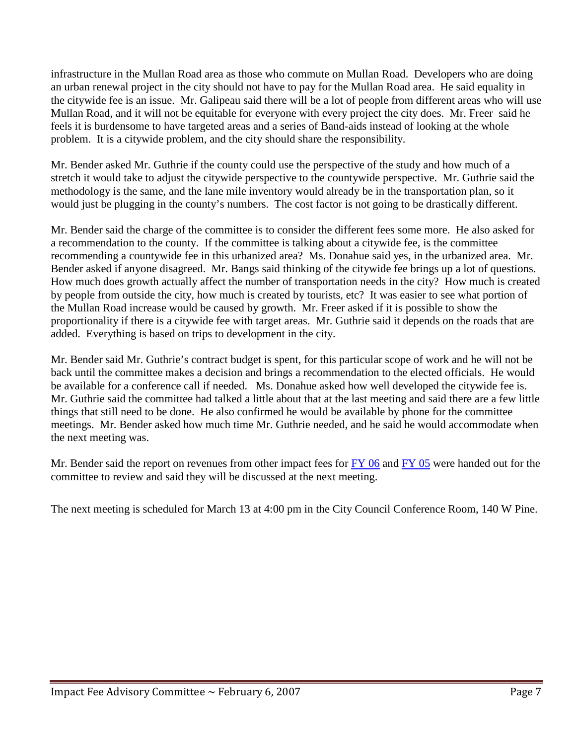infrastructure in the Mullan Road area as those who commute on Mullan Road. Developers who are doing an urban renewal project in the city should not have to pay for the Mullan Road area. He said equality in the citywide fee is an issue. Mr. Galipeau said there will be a lot of people from different areas who will use Mullan Road, and it will not be equitable for everyone with every project the city does. Mr. Freer said he feels it is burdensome to have targeted areas and a series of Band-aids instead of looking at the whole problem. It is a citywide problem, and the city should share the responsibility.

Mr. Bender asked Mr. Guthrie if the county could use the perspective of the study and how much of a stretch it would take to adjust the citywide perspective to the countywide perspective. Mr. Guthrie said the methodology is the same, and the lane mile inventory would already be in the transportation plan, so it would just be plugging in the county's numbers. The cost factor is not going to be drastically different.

Mr. Bender said the charge of the committee is to consider the different fees some more. He also asked for a recommendation to the county. If the committee is talking about a citywide fee, is the committee recommending a countywide fee in this urbanized area? Ms. Donahue said yes, in the urbanized area. Mr. Bender asked if anyone disagreed. Mr. Bangs said thinking of the citywide fee brings up a lot of questions. How much does growth actually affect the number of transportation needs in the city? How much is created by people from outside the city, how much is created by tourists, etc? It was easier to see what portion of the Mullan Road increase would be caused by growth. Mr. Freer asked if it is possible to show the proportionality if there is a citywide fee with target areas. Mr. Guthrie said it depends on the roads that are added. Everything is based on trips to development in the city.

Mr. Bender said Mr. Guthrie's contract budget is spent, for this particular scope of work and he will not be back until the committee makes a decision and brings a recommendation to the elected officials. He would be available for a conference call if needed. Ms. Donahue asked how well developed the citywide fee is. Mr. Guthrie said the committee had talked a little about that at the last meeting and said there are a few little things that still need to be done. He also confirmed he would be available by phone for the committee meetings. Mr. Bender asked how much time Mr. Guthrie needed, and he said he would accommodate when the next meeting was.

Mr. Bender said the report on revenues from other impact fees for FY 06 and FY 05 were handed out for the committee to review and said they will be discussed at the next meeting.

The next meeting is scheduled for March 13 at 4:00 pm in the City Council Conference Room, 140 W Pine.